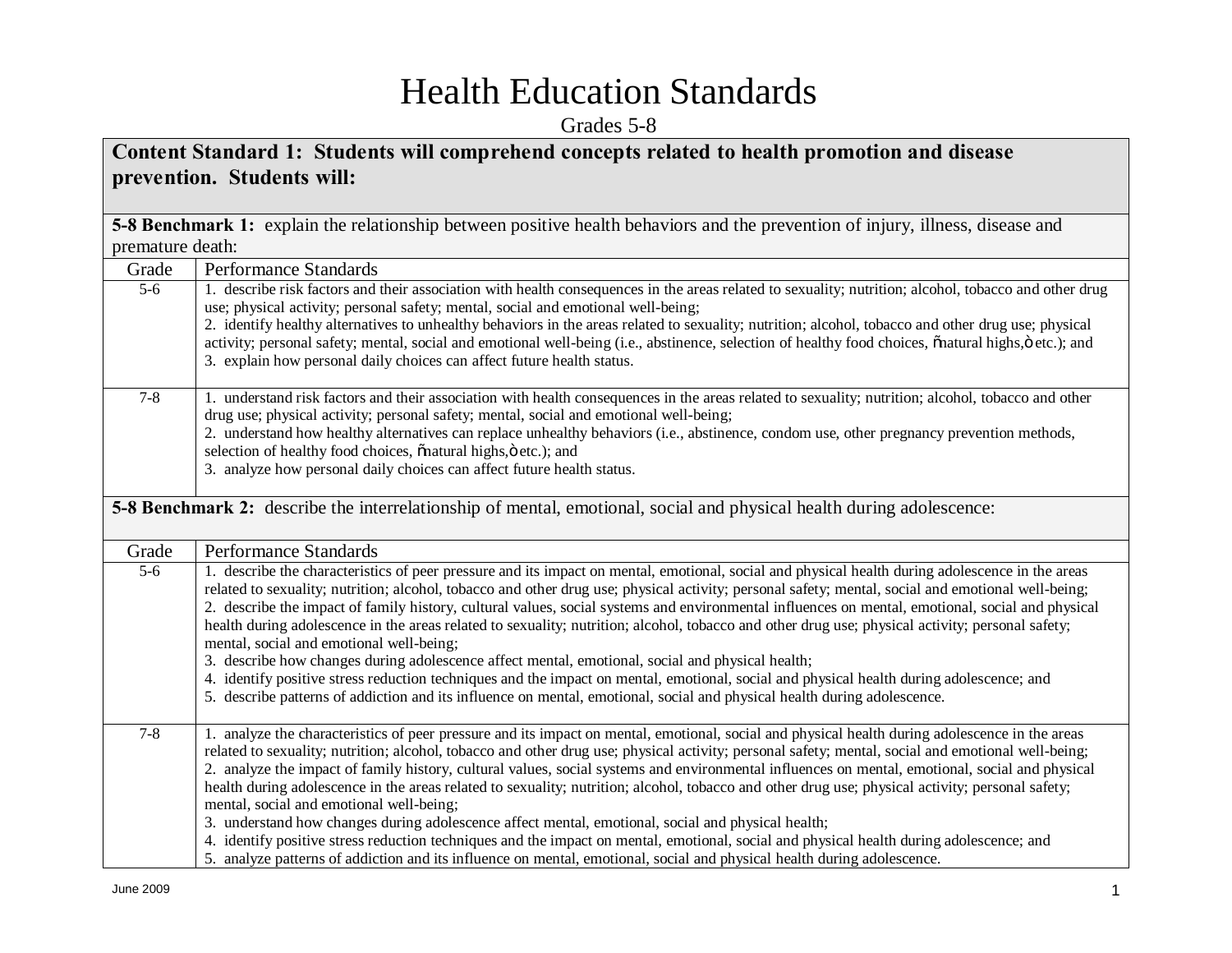# Health Education Standards

Grades 5-8

| **Content Standard 1: Students will comprehend concepts related to health promotion and disease prevention. Students will:** | |
|---|---|
| **5-8 Benchmark 1:** explain the relationship between positive health behaviors and the prevention of injury, illness, disease and premature death: | |
| Grade | Performance Standards |
| 5-6 | 1. describe risk factors and their association with health consequences in the areas related to sexuality; nutrition; alcohol, tobacco and other drug use; physical activity; personal safety; mental, social and emotional well-being;<br>2. identify healthy alternatives to unhealthy behaviors in the areas related to sexuality; nutrition; alcohol, tobacco and other drug use; physical activity; personal safety; mental, social and emotional well-being (i.e., abstinence, selection of healthy food choices, õnatural highs,ö etc.); and<br>3. explain how personal daily choices can affect future health status. |
| 7-8 | 1. understand risk factors and their association with health consequences in the areas related to sexuality; nutrition; alcohol, tobacco and other drug use; physical activity; personal safety; mental, social and emotional well-being;<br>2. understand how healthy alternatives can replace unhealthy behaviors (i.e., abstinence, condom use, other pregnancy prevention methods, selection of healthy food choices, õnatural highs,ö etc.); and<br>3. analyze how personal daily choices can affect future health status. |
| **5-8 Benchmark 2:** describe the interrelationship of mental, emotional, social and physical health during adolescence: | |
| Grade | Performance Standards |
| 5-6 | 1. describe the characteristics of peer pressure and its impact on mental, emotional, social and physical health during adolescence in the areas related to sexuality; nutrition; alcohol, tobacco and other drug use; physical activity; personal safety; mental, social and emotional well-being;<br>2. describe the impact of family history, cultural values, social systems and environmental influences on mental, emotional, social and physical health during adolescence in the areas related to sexuality; nutrition; alcohol, tobacco and other drug use; physical activity; personal safety; mental, social and emotional well-being;<br>3. describe how changes during adolescence affect mental, emotional, social and physical health;<br>4. identify positive stress reduction techniques and the impact on mental, emotional, social and physical health during adolescence; and<br>5. describe patterns of addiction and its influence on mental, emotional, social and physical health during adolescence. |
| 7-8 | 1. analyze the characteristics of peer pressure and its impact on mental, emotional, social and physical health during adolescence in the areas related to sexuality; nutrition; alcohol, tobacco and other drug use; physical activity; personal safety; mental, social and emotional well-being;<br>2. analyze the impact of family history, cultural values, social systems and environmental influences on mental, emotional, social and physical health during adolescence in the areas related to sexuality; nutrition; alcohol, tobacco and other drug use; physical activity; personal safety; mental, social and emotional well-being;<br>3. understand how changes during adolescence affect mental, emotional, social and physical health;<br>4. identify positive stress reduction techniques and the impact on mental, emotional, social and physical health during adolescence; and<br>5. analyze patterns of addiction and its influence on mental, emotional, social and physical health during adolescence. |

June 2009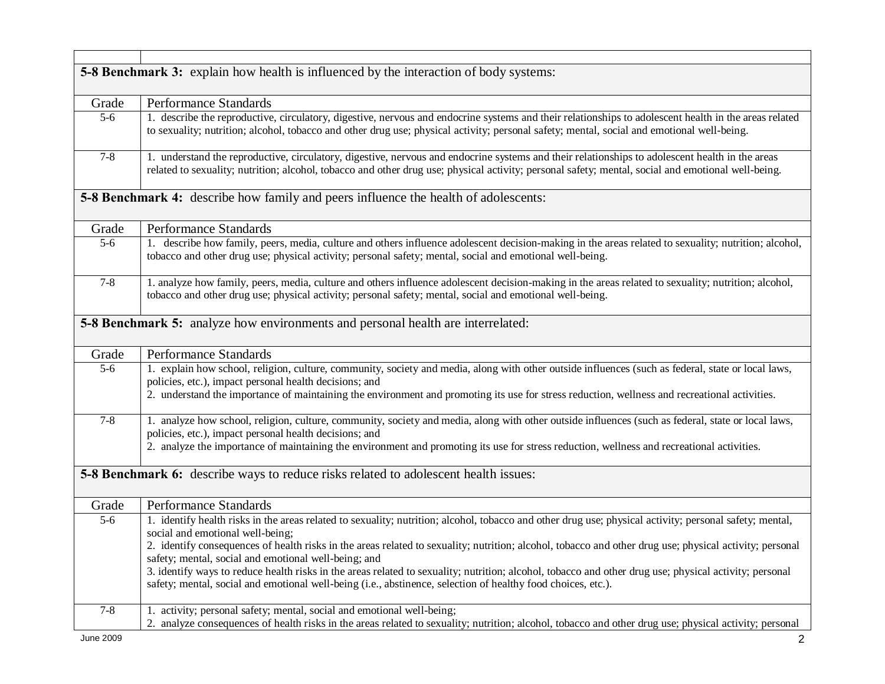| | |
|---|---|
| **5-8 Benchmark 3:** explain how health is influenced by the interaction of body systems: | |
| Grade | Performance Standards |
| 5-6 | 1. describe the reproductive, circulatory, digestive, nervous and endocrine systems and their relationships to adolescent health in the areas related to sexuality; nutrition; alcohol, tobacco and other drug use; physical activity; personal safety; mental, social and emotional well-being. |
| 7-8 | 1. understand the reproductive, circulatory, digestive, nervous and endocrine systems and their relationships to adolescent health in the areas related to sexuality; nutrition; alcohol, tobacco and other drug use; physical activity; personal safety; mental, social and emotional well-being. |
| **5-8 Benchmark 4:** describe how family and peers influence the health of adolescents: | |
| Grade | Performance Standards |
| 5-6 | 1. describe how family, peers, media, culture and others influence adolescent decision-making in the areas related to sexuality; nutrition; alcohol, tobacco and other drug use; physical activity; personal safety; mental, social and emotional well-being. |
| 7-8 | 1. analyze how family, peers, media, culture and others influence adolescent decision-making in the areas related to sexuality; nutrition; alcohol, tobacco and other drug use; physical activity; personal safety; mental, social and emotional well-being. |
| **5-8 Benchmark 5:** analyze how environments and personal health are interrelated: | |
| Grade | Performance Standards |
| 5-6 | 1. explain how school, religion, culture, community, society and media, along with other outside influences (such as federal, state or local laws, policies, etc.), impact personal health decisions; and<br>2. understand the importance of maintaining the environment and promoting its use for stress reduction, wellness and recreational activities. |
| 7-8 | 1. analyze how school, religion, culture, community, society and media, along with other outside influences (such as federal, state or local laws, policies, etc.), impact personal health decisions; and<br>2. analyze the importance of maintaining the environment and promoting its use for stress reduction, wellness and recreational activities. |
| **5-8 Benchmark 6:** describe ways to reduce risks related to adolescent health issues: | |
| Grade | Performance Standards |
| 5-6 | 1. identify health risks in the areas related to sexuality; nutrition; alcohol, tobacco and other drug use; physical activity; personal safety; mental, social and emotional well-being;<br>2. identify consequences of health risks in the areas related to sexuality; nutrition; alcohol, tobacco and other drug use; physical activity; personal safety; mental, social and emotional well-being; and<br>3. identify ways to reduce health risks in the areas related to sexuality; nutrition; alcohol, tobacco and other drug use; physical activity; personal safety; mental, social and emotional well-being (i.e., abstinence, selection of healthy food choices, etc.). |
| 7-8 | 1. activity; personal safety; mental, social and emotional well-being;<br>2. analyze consequences of health risks in the areas related to sexuality; nutrition; alcohol, tobacco and other drug use; physical activity; personal |

June 2009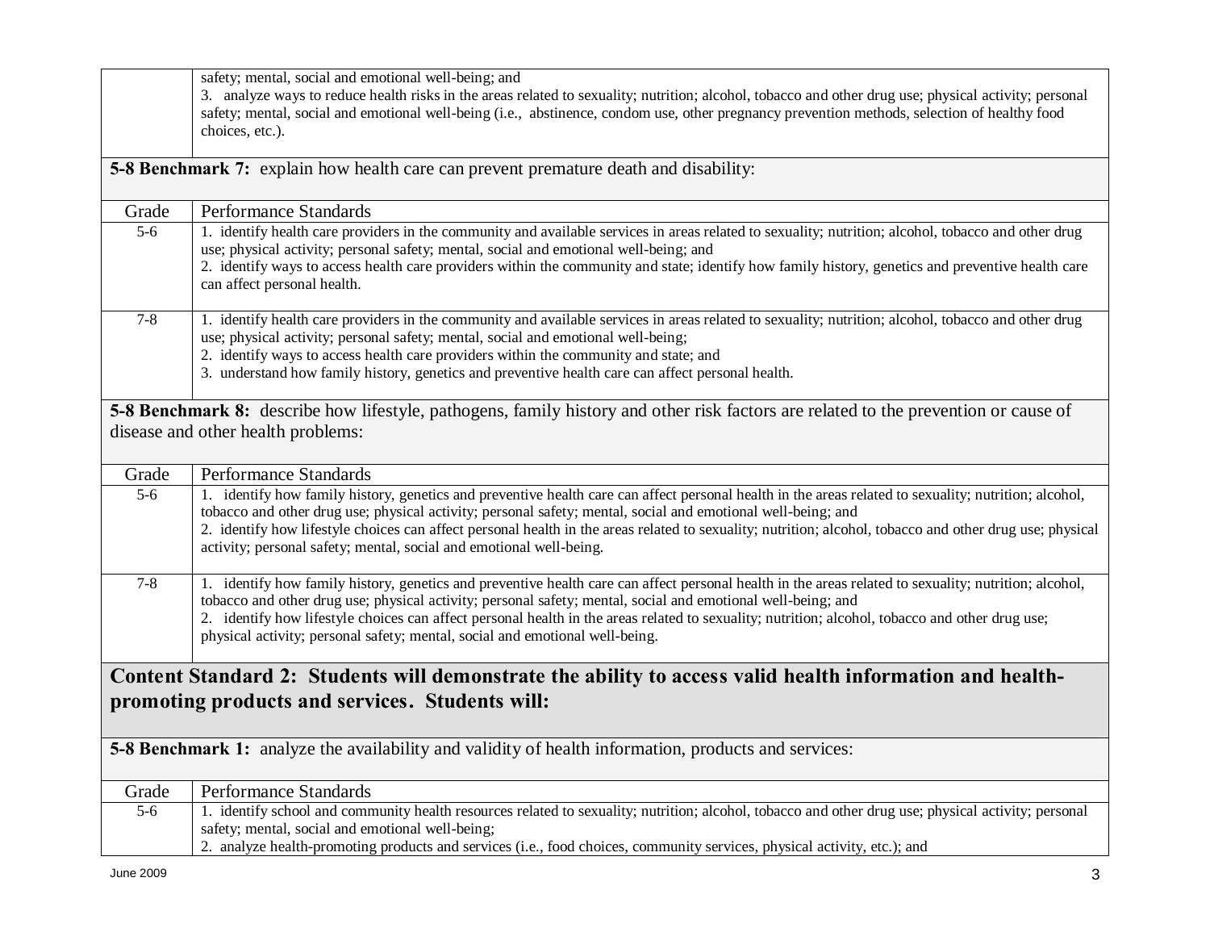| | |
|---|---|
| | safety; mental, social and emotional well-being; and<br>3. analyze ways to reduce health risks in the areas related to sexuality; nutrition; alcohol, tobacco and other drug use; physical activity; personal safety; mental, social and emotional well-being (i.e., abstinence, condom use, other pregnancy prevention methods, selection of healthy food choices, etc.). |

**5-8 Benchmark 7:** explain how health care can prevent premature death and disability:

| Grade | Performance Standards |
|---|---|
| 5-6 | 1. identify health care providers in the community and available services in areas related to sexuality; nutrition; alcohol, tobacco and other drug use; physical activity; personal safety; mental, social and emotional well-being; and<br>2. identify ways to access health care providers within the community and state; identify how family history, genetics and preventive health care can affect personal health. |
| 7-8 | 1. identify health care providers in the community and available services in areas related to sexuality; nutrition; alcohol, tobacco and other drug use; physical activity; personal safety; mental, social and emotional well-being;<br>2. identify ways to access health care providers within the community and state; and<br>3. understand how family history, genetics and preventive health care can affect personal health. |

**5-8 Benchmark 8:** describe how lifestyle, pathogens, family history and other risk factors are related to the prevention or cause of disease and other health problems:

| Grade | Performance Standards |
|---|---|
| 5-6 | 1. identify how family history, genetics and preventive health care can affect personal health in the areas related to sexuality; nutrition; alcohol, tobacco and other drug use; physical activity; personal safety; mental, social and emotional well-being; and<br>2. identify how lifestyle choices can affect personal health in the areas related to sexuality; nutrition; alcohol, tobacco and other drug use; physical activity; personal safety; mental, social and emotional well-being. |
| 7-8 | 1. identify how family history, genetics and preventive health care can affect personal health in the areas related to sexuality; nutrition; alcohol, tobacco and other drug use; physical activity; personal safety; mental, social and emotional well-being; and<br>2. identify how lifestyle choices can affect personal health in the areas related to sexuality; nutrition; alcohol, tobacco and other drug use; physical activity; personal safety; mental, social and emotional well-being. |

## Content Standard 2: Students will demonstrate the ability to access valid health information and health-promoting products and services. Students will:

**5-8 Benchmark 1:** analyze the availability and validity of health information, products and services:

| Grade | Performance Standards |
|---|---|
| 5-6 | 1. identify school and community health resources related to sexuality; nutrition; alcohol, tobacco and other drug use; physical activity; personal safety; mental, social and emotional well-being;<br>2. analyze health-promoting products and services (i.e., food choices, community services, physical activity, etc.); and |

June 2009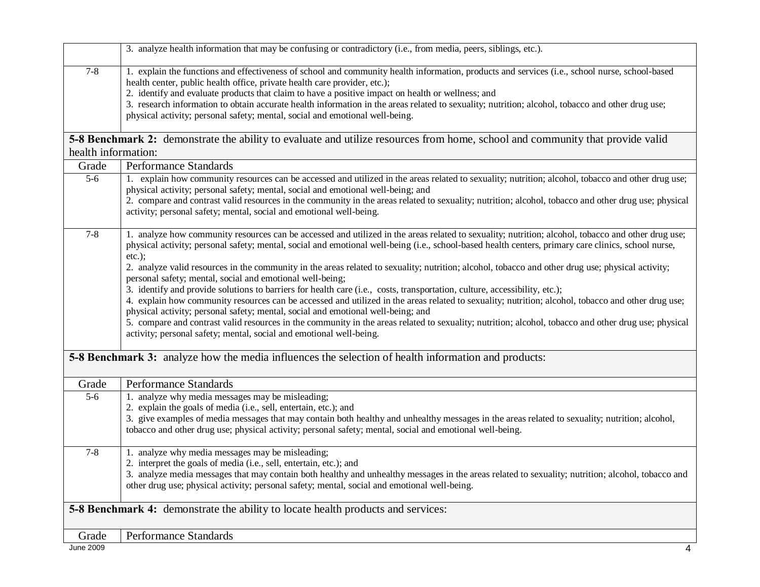| | |
|---|---|
| | 3. analyze health information that may be confusing or contradictory (i.e., from media, peers, siblings, etc.). |
| 7-8 | 1. explain the functions and effectiveness of school and community health information, products and services (i.e., school nurse, school-based health center, public health office, private health care provider, etc.);<br>2. identify and evaluate products that claim to have a positive impact on health or wellness; and<br>3. research information to obtain accurate health information in the areas related to sexuality; nutrition; alcohol, tobacco and other drug use; physical activity; personal safety; mental, social and emotional well-being. |

**5-8 Benchmark 2:** demonstrate the ability to evaluate and utilize resources from home, school and community that provide valid health information:

| Grade | Performance Standards |
|---|---|
| 5-6 | 1. explain how community resources can be accessed and utilized in the areas related to sexuality; nutrition; alcohol, tobacco and other drug use; physical activity; personal safety; mental, social and emotional well-being; and<br>2. compare and contrast valid resources in the community in the areas related to sexuality; nutrition; alcohol, tobacco and other drug use; physical activity; personal safety; mental, social and emotional well-being. |
| 7-8 | 1. analyze how community resources can be accessed and utilized in the areas related to sexuality; nutrition; alcohol, tobacco and other drug use; physical activity; personal safety; mental, social and emotional well-being (i.e., school-based health centers, primary care clinics, school nurse, etc.);<br>2. analyze valid resources in the community in the areas related to sexuality; nutrition; alcohol, tobacco and other drug use; physical activity; personal safety; mental, social and emotional well-being;<br>3. identify and provide solutions to barriers for health care (i.e., costs, transportation, culture, accessibility, etc.);<br>4. explain how community resources can be accessed and utilized in the areas related to sexuality; nutrition; alcohol, tobacco and other drug use; physical activity; personal safety; mental, social and emotional well-being; and<br>5. compare and contrast valid resources in the community in the areas related to sexuality; nutrition; alcohol, tobacco and other drug use; physical activity; personal safety; mental, social and emotional well-being. |

**5-8 Benchmark 3:** analyze how the media influences the selection of health information and products:

| Grade | Performance Standards |
|---|---|
| 5-6 | 1. analyze why media messages may be misleading;<br>2. explain the goals of media (i.e., sell, entertain, etc.); and<br>3. give examples of media messages that may contain both healthy and unhealthy messages in the areas related to sexuality; nutrition; alcohol, tobacco and other drug use; physical activity; personal safety; mental, social and emotional well-being. |
| 7-8 | 1. analyze why media messages may be misleading;<br>2. interpret the goals of media (i.e., sell, entertain, etc.); and<br>3. analyze media messages that may contain both healthy and unhealthy messages in the areas related to sexuality; nutrition; alcohol, tobacco and other drug use; physical activity; personal safety; mental, social and emotional well-being. |

**5-8 Benchmark 4:** demonstrate the ability to locate health products and services:

| Grade | Performance Standards |
|---|---|

June 2009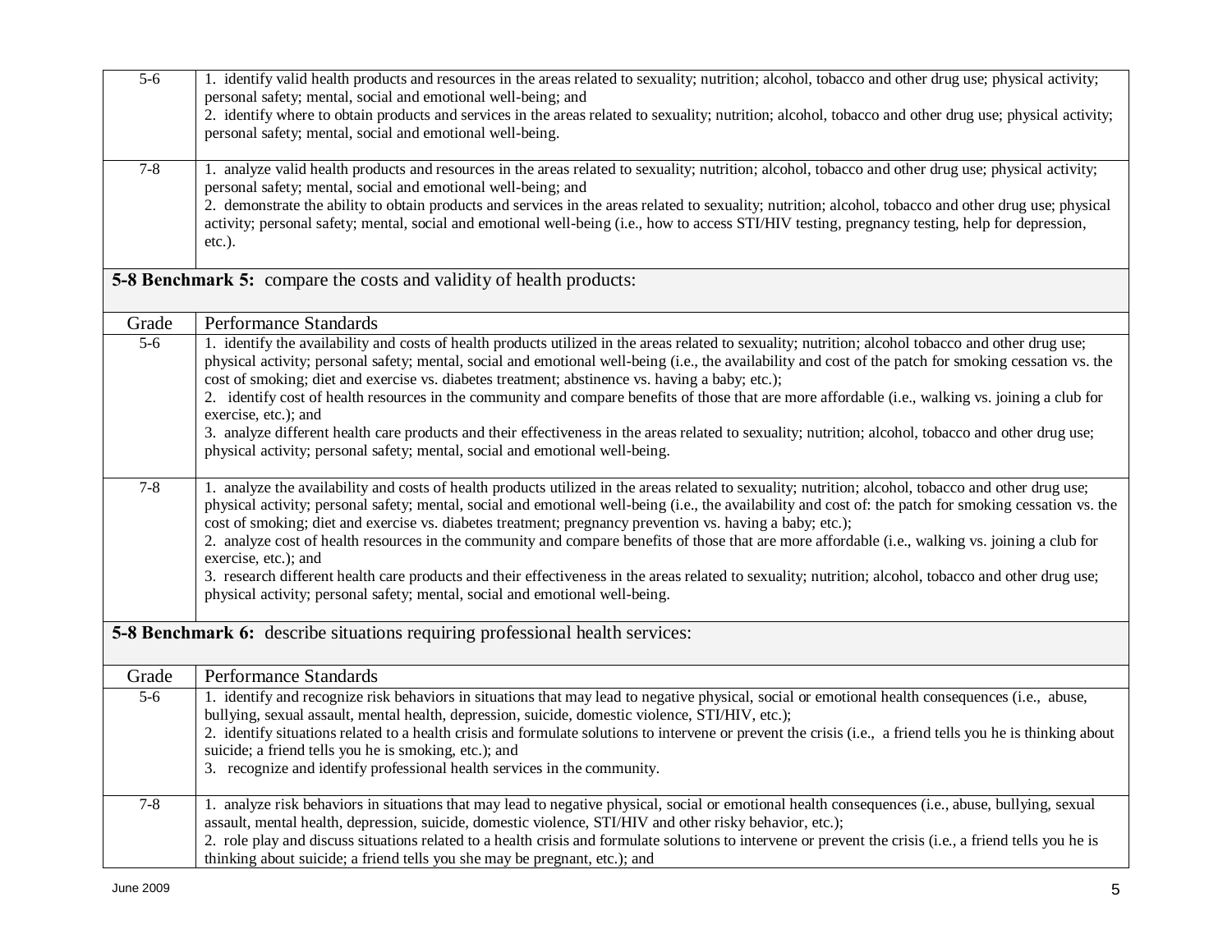| | |
|---|---|
| 5-6 | 1. identify valid health products and resources in the areas related to sexuality; nutrition; alcohol, tobacco and other drug use; physical activity; personal safety; mental, social and emotional well-being; and<br>2. identify where to obtain products and services in the areas related to sexuality; nutrition; alcohol, tobacco and other drug use; physical activity; personal safety; mental, social and emotional well-being. |
| 7-8 | 1. analyze valid health products and resources in the areas related to sexuality; nutrition; alcohol, tobacco and other drug use; physical activity; personal safety; mental, social and emotional well-being; and<br>2. demonstrate the ability to obtain products and services in the areas related to sexuality; nutrition; alcohol, tobacco and other drug use; physical activity; personal safety; mental, social and emotional well-being (i.e., how to access STI/HIV testing, pregnancy testing, help for depression, etc.). |

**5-8 Benchmark 5:** compare the costs and validity of health products:

| Grade | Performance Standards |
|---|---|
| 5-6 | 1. identify the availability and costs of health products utilized in the areas related to sexuality; nutrition; alcohol tobacco and other drug use; physical activity; personal safety; mental, social and emotional well-being (i.e., the availability and cost of the patch for smoking cessation vs. the cost of smoking; diet and exercise vs. diabetes treatment; abstinence vs. having a baby; etc.);<br>2. identify cost of health resources in the community and compare benefits of those that are more affordable (i.e., walking vs. joining a club for exercise, etc.); and<br>3. analyze different health care products and their effectiveness in the areas related to sexuality; nutrition; alcohol, tobacco and other drug use; physical activity; personal safety; mental, social and emotional well-being. |
| 7-8 | 1. analyze the availability and costs of health products utilized in the areas related to sexuality; nutrition; alcohol, tobacco and other drug use; physical activity; personal safety; mental, social and emotional well-being (i.e., the availability and cost of: the patch for smoking cessation vs. the cost of smoking; diet and exercise vs. diabetes treatment; pregnancy prevention vs. having a baby; etc.);<br>2. analyze cost of health resources in the community and compare benefits of those that are more affordable (i.e., walking vs. joining a club for exercise, etc.); and<br>3. research different health care products and their effectiveness in the areas related to sexuality; nutrition; alcohol, tobacco and other drug use; physical activity; personal safety; mental, social and emotional well-being. |

**5-8 Benchmark 6:** describe situations requiring professional health services:

| Grade | Performance Standards |
|---|---|
| 5-6 | 1. identify and recognize risk behaviors in situations that may lead to negative physical, social or emotional health consequences (i.e., abuse, bullying, sexual assault, mental health, depression, suicide, domestic violence, STI/HIV, etc.);<br>2. identify situations related to a health crisis and formulate solutions to intervene or prevent the crisis (i.e., a friend tells you he is thinking about suicide; a friend tells you he is smoking, etc.); and<br>3. recognize and identify professional health services in the community. |
| 7-8 | 1. analyze risk behaviors in situations that may lead to negative physical, social or emotional health consequences (i.e., abuse, bullying, sexual assault, mental health, depression, suicide, domestic violence, STI/HIV and other risky behavior, etc.);<br>2. role play and discuss situations related to a health crisis and formulate solutions to intervene or prevent the crisis (i.e., a friend tells you he is thinking about suicide; a friend tells you she may be pregnant, etc.); and |

June 2009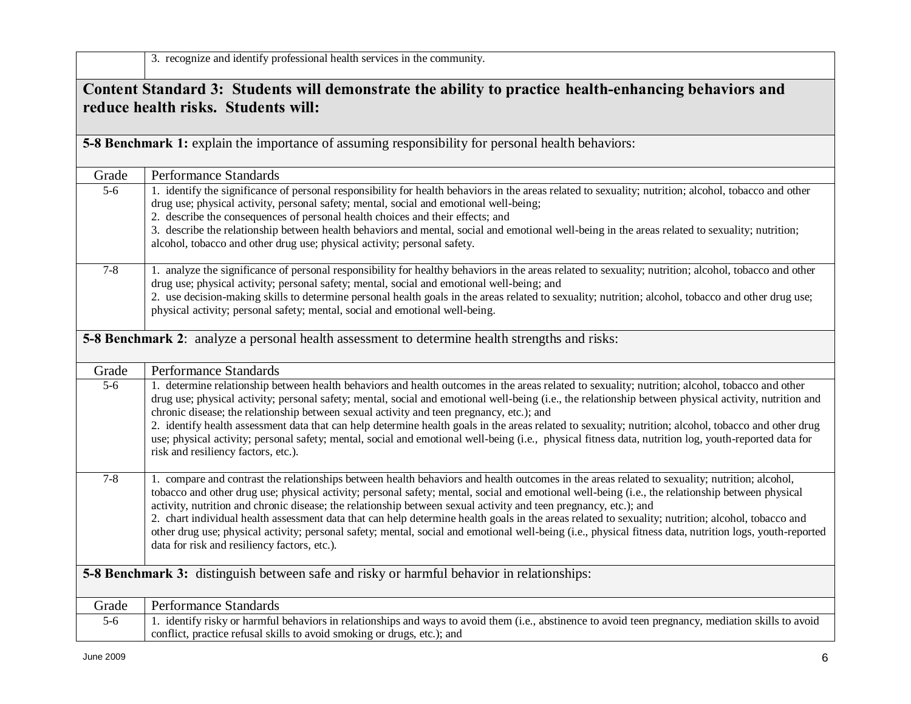| | |
|---|---|
| | 3. recognize and identify professional health services in the community. |

## Content Standard 3: Students will demonstrate the ability to practice health-enhancing behaviors and reduce health risks. Students will:

**5-8 Benchmark 1:** explain the importance of assuming responsibility for personal health behaviors:

| Grade | Performance Standards |
|---|---|
| 5-6 | 1. identify the significance of personal responsibility for health behaviors in the areas related to sexuality; nutrition; alcohol, tobacco and other drug use; physical activity, personal safety; mental, social and emotional well-being;<br>2. describe the consequences of personal health choices and their effects; and<br>3. describe the relationship between health behaviors and mental, social and emotional well-being in the areas related to sexuality; nutrition; alcohol, tobacco and other drug use; physical activity; personal safety. |
| 7-8 | 1. analyze the significance of personal responsibility for healthy behaviors in the areas related to sexuality; nutrition; alcohol, tobacco and other drug use; physical activity; personal safety; mental, social and emotional well-being; and<br>2. use decision-making skills to determine personal health goals in the areas related to sexuality; nutrition; alcohol, tobacco and other drug use; physical activity; personal safety; mental, social and emotional well-being. |

**5-8 Benchmark 2**: analyze a personal health assessment to determine health strengths and risks:

| Grade | Performance Standards |
|---|---|
| 5-6 | 1. determine relationship between health behaviors and health outcomes in the areas related to sexuality; nutrition; alcohol, tobacco and other drug use; physical activity; personal safety; mental, social and emotional well-being (i.e., the relationship between physical activity, nutrition and chronic disease; the relationship between sexual activity and teen pregnancy, etc.); and<br>2. identify health assessment data that can help determine health goals in the areas related to sexuality; nutrition; alcohol, tobacco and other drug use; physical activity; personal safety; mental, social and emotional well-being (i.e., physical fitness data, nutrition log, youth-reported data for risk and resiliency factors, etc.). |
| 7-8 | 1. compare and contrast the relationships between health behaviors and health outcomes in the areas related to sexuality; nutrition; alcohol, tobacco and other drug use; physical activity; personal safety; mental, social and emotional well-being (i.e., the relationship between physical activity, nutrition and chronic disease; the relationship between sexual activity and teen pregnancy, etc.); and<br>2. chart individual health assessment data that can help determine health goals in the areas related to sexuality; nutrition; alcohol, tobacco and other drug use; physical activity; personal safety; mental, social and emotional well-being (i.e., physical fitness data, nutrition logs, youth-reported data for risk and resiliency factors, etc.). |

**5-8 Benchmark 3:** distinguish between safe and risky or harmful behavior in relationships:

| Grade | Performance Standards |
|---|---|
| 5-6 | 1. identify risky or harmful behaviors in relationships and ways to avoid them (i.e., abstinence to avoid teen pregnancy, mediation skills to avoid conflict, practice refusal skills to avoid smoking or drugs, etc.); and |

June 2009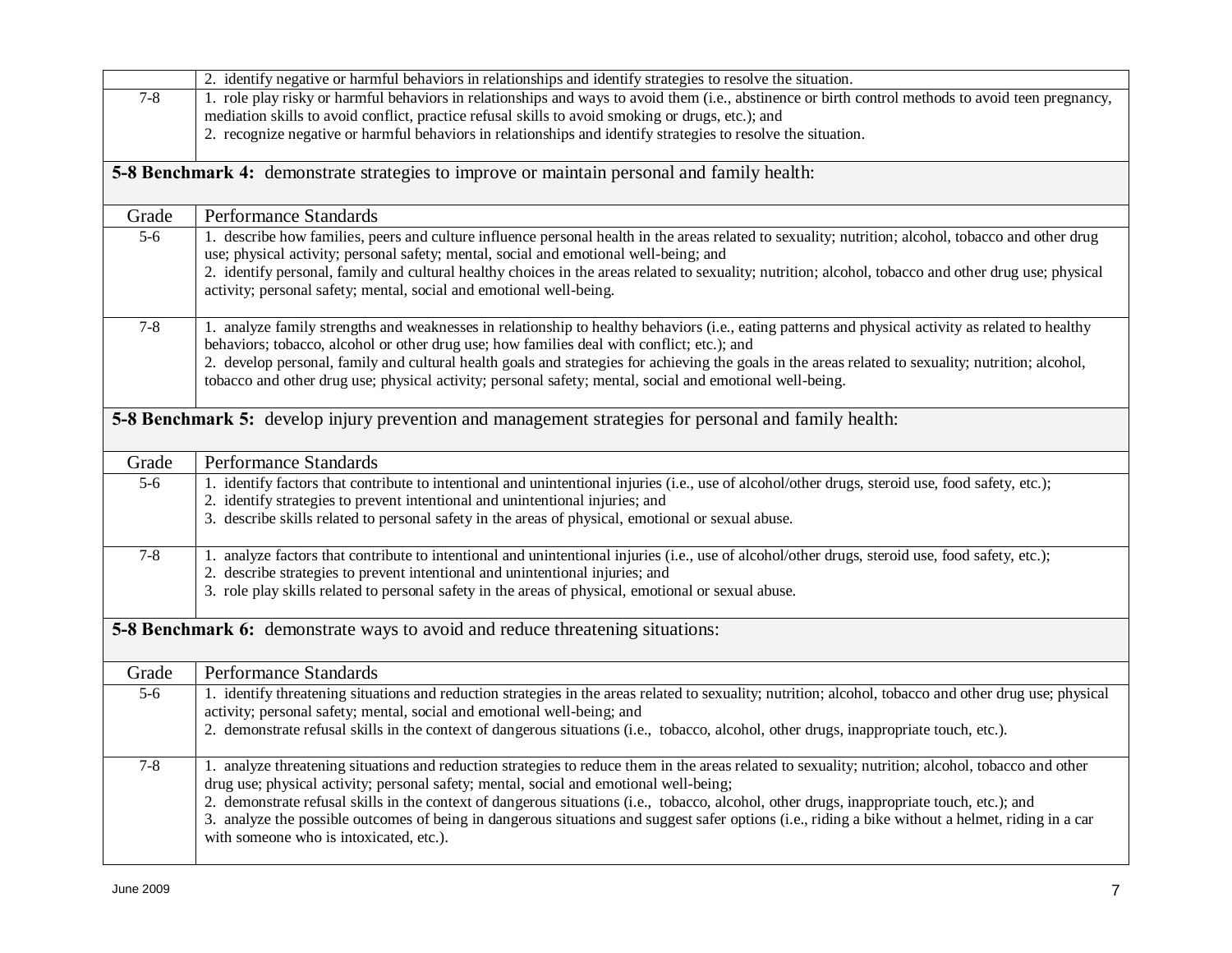| | |
|---|---|
| | 2. identify negative or harmful behaviors in relationships and identify strategies to resolve the situation. |
| 7-8 | 1. role play risky or harmful behaviors in relationships and ways to avoid them (i.e., abstinence or birth control methods to avoid teen pregnancy, mediation skills to avoid conflict, practice refusal skills to avoid smoking or drugs, etc.); and<br>2. recognize negative or harmful behaviors in relationships and identify strategies to resolve the situation. |

**5-8 Benchmark 4:** demonstrate strategies to improve or maintain personal and family health:

| Grade | Performance Standards |
|---|---|
| 5-6 | 1. describe how families, peers and culture influence personal health in the areas related to sexuality; nutrition; alcohol, tobacco and other drug use; physical activity; personal safety; mental, social and emotional well-being; and<br>2. identify personal, family and cultural healthy choices in the areas related to sexuality; nutrition; alcohol, tobacco and other drug use; physical activity; personal safety; mental, social and emotional well-being. |
| 7-8 | 1. analyze family strengths and weaknesses in relationship to healthy behaviors (i.e., eating patterns and physical activity as related to healthy behaviors; tobacco, alcohol or other drug use; how families deal with conflict; etc.); and<br>2. develop personal, family and cultural health goals and strategies for achieving the goals in the areas related to sexuality; nutrition; alcohol, tobacco and other drug use; physical activity; personal safety; mental, social and emotional well-being. |

**5-8 Benchmark 5:** develop injury prevention and management strategies for personal and family health:

| Grade | Performance Standards |
|---|---|
| 5-6 | 1. identify factors that contribute to intentional and unintentional injuries (i.e., use of alcohol/other drugs, steroid use, food safety, etc.);<br>2. identify strategies to prevent intentional and unintentional injuries; and<br>3. describe skills related to personal safety in the areas of physical, emotional or sexual abuse. |
| 7-8 | 1. analyze factors that contribute to intentional and unintentional injuries (i.e., use of alcohol/other drugs, steroid use, food safety, etc.);<br>2. describe strategies to prevent intentional and unintentional injuries; and<br>3. role play skills related to personal safety in the areas of physical, emotional or sexual abuse. |

**5-8 Benchmark 6:** demonstrate ways to avoid and reduce threatening situations:

| Grade | Performance Standards |
|---|---|
| 5-6 | 1. identify threatening situations and reduction strategies in the areas related to sexuality; nutrition; alcohol, tobacco and other drug use; physical activity; personal safety; mental, social and emotional well-being; and<br>2. demonstrate refusal skills in the context of dangerous situations (i.e., tobacco, alcohol, other drugs, inappropriate touch, etc.). |
| 7-8 | 1. analyze threatening situations and reduction strategies to reduce them in the areas related to sexuality; nutrition; alcohol, tobacco and other drug use; physical activity; personal safety; mental, social and emotional well-being;<br>2. demonstrate refusal skills in the context of dangerous situations (i.e., tobacco, alcohol, other drugs, inappropriate touch, etc.); and<br>3. analyze the possible outcomes of being in dangerous situations and suggest safer options (i.e., riding a bike without a helmet, riding in a car with someone who is intoxicated, etc.). |

June 2009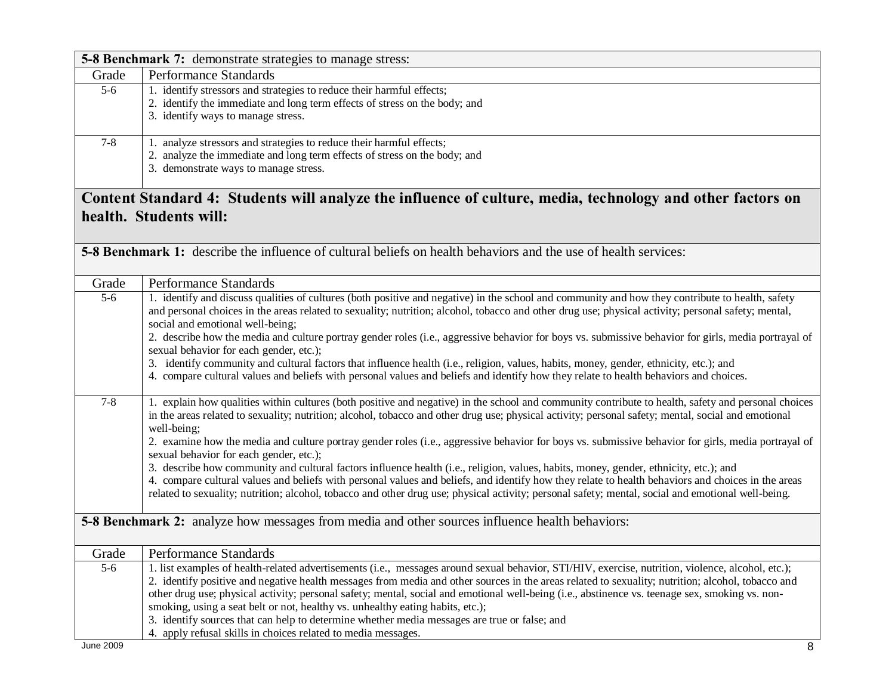**5-8 Benchmark 7:** demonstrate strategies to manage stress:

| Grade | Performance Standards |
|---|---|
| 5-6 | 1. identify stressors and strategies to reduce their harmful effects;<br>2. identify the immediate and long term effects of stress on the body; and<br>3. identify ways to manage stress. |
| 7-8 | 1. analyze stressors and strategies to reduce their harmful effects;<br>2. analyze the immediate and long term effects of stress on the body; and<br>3. demonstrate ways to manage stress. |

## Content Standard 4: Students will analyze the influence of culture, media, technology and other factors on health. Students will:

**5-8 Benchmark 1:** describe the influence of cultural beliefs on health behaviors and the use of health services:

| Grade | Performance Standards |
|---|---|
| 5-6 | 1. identify and discuss qualities of cultures (both positive and negative) in the school and community and how they contribute to health, safety and personal choices in the areas related to sexuality; nutrition; alcohol, tobacco and other drug use; physical activity; personal safety; mental, social and emotional well-being;<br>2. describe how the media and culture portray gender roles (i.e., aggressive behavior for boys vs. submissive behavior for girls, media portrayal of sexual behavior for each gender, etc.);<br>3. identify community and cultural factors that influence health (i.e., religion, values, habits, money, gender, ethnicity, etc.); and<br>4. compare cultural values and beliefs with personal values and beliefs and identify how they relate to health behaviors and choices. |
| 7-8 | 1. explain how qualities within cultures (both positive and negative) in the school and community contribute to health, safety and personal choices in the areas related to sexuality; nutrition; alcohol, tobacco and other drug use; physical activity; personal safety; mental, social and emotional well-being;<br>2. examine how the media and culture portray gender roles (i.e., aggressive behavior for boys vs. submissive behavior for girls, media portrayal of sexual behavior for each gender, etc.);<br>3. describe how community and cultural factors influence health (i.e., religion, values, habits, money, gender, ethnicity, etc.); and<br>4. compare cultural values and beliefs with personal values and beliefs, and identify how they relate to health behaviors and choices in the areas related to sexuality; nutrition; alcohol, tobacco and other drug use; physical activity; personal safety; mental, social and emotional well-being. |

**5-8 Benchmark 2:** analyze how messages from media and other sources influence health behaviors:

| Grade | Performance Standards |
|---|---|
| 5-6 | 1. list examples of health-related advertisements (i.e., messages around sexual behavior, STI/HIV, exercise, nutrition, violence, alcohol, etc.);<br>2. identify positive and negative health messages from media and other sources in the areas related to sexuality; nutrition; alcohol, tobacco and other drug use; physical activity; personal safety; mental, social and emotional well-being (i.e., abstinence vs. teenage sex, smoking vs. non-smoking, using a seat belt or not, healthy vs. unhealthy eating habits, etc.);<br>3. identify sources that can help to determine whether media messages are true or false; and<br>4. apply refusal skills in choices related to media messages. |

June 2009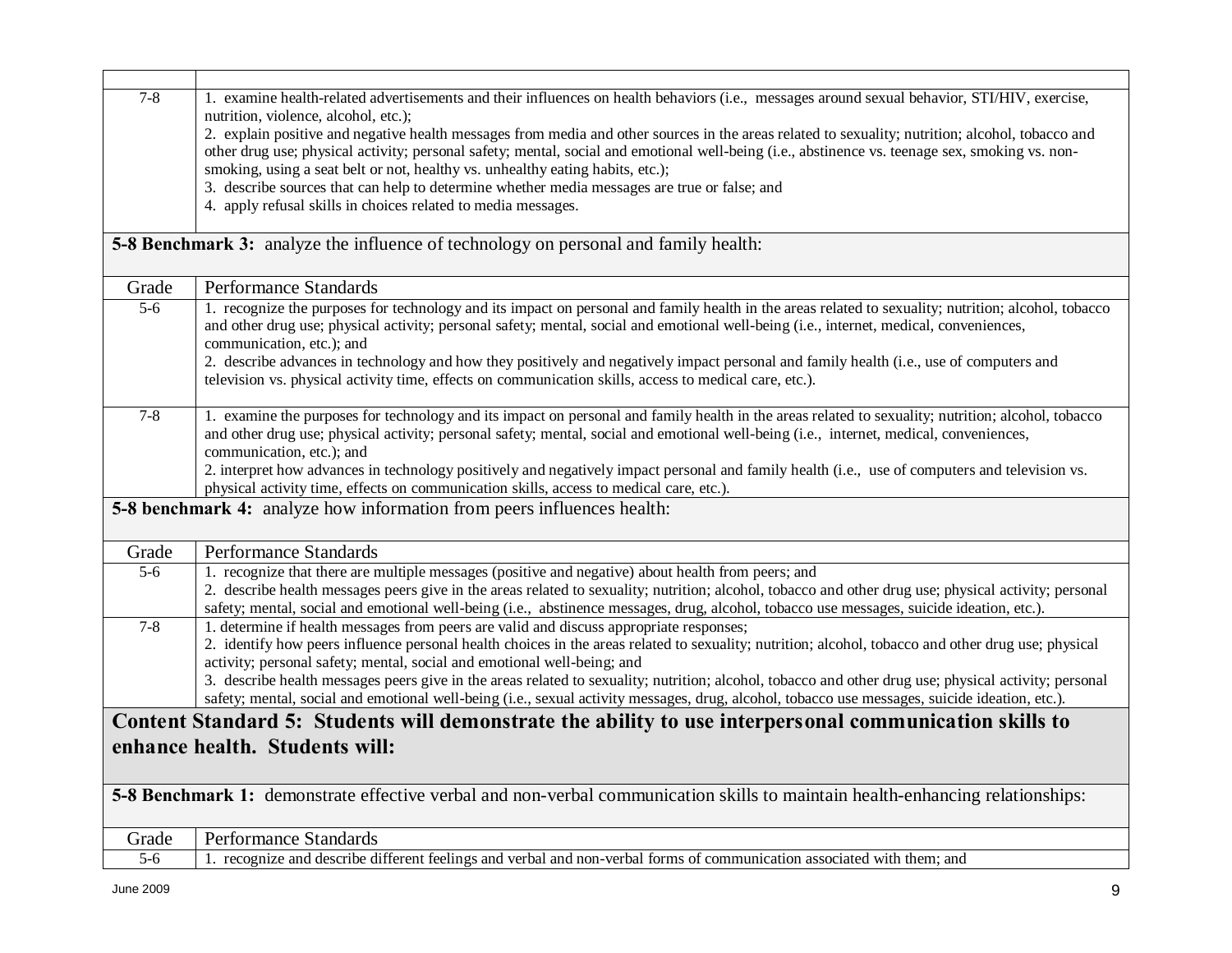| | |
|---|---|
| 7-8 | 1. examine health-related advertisements and their influences on health behaviors (i.e., messages around sexual behavior, STI/HIV, exercise, nutrition, violence, alcohol, etc.);<br>2. explain positive and negative health messages from media and other sources in the areas related to sexuality; nutrition; alcohol, tobacco and other drug use; physical activity; personal safety; mental, social and emotional well-being (i.e., abstinence vs. teenage sex, smoking vs. non-smoking, using a seat belt or not, healthy vs. unhealthy eating habits, etc.);<br>3. describe sources that can help to determine whether media messages are true or false; and<br>4. apply refusal skills in choices related to media messages. |

**5-8 Benchmark 3:** analyze the influence of technology on personal and family health:

| Grade | Performance Standards |
|---|---|
| 5-6 | 1. recognize the purposes for technology and its impact on personal and family health in the areas related to sexuality; nutrition; alcohol, tobacco and other drug use; physical activity; personal safety; mental, social and emotional well-being (i.e., internet, medical, conveniences, communication, etc.); and<br>2. describe advances in technology and how they positively and negatively impact personal and family health (i.e., use of computers and television vs. physical activity time, effects on communication skills, access to medical care, etc.). |
| 7-8 | 1. examine the purposes for technology and its impact on personal and family health in the areas related to sexuality; nutrition; alcohol, tobacco and other drug use; physical activity; personal safety; mental, social and emotional well-being (i.e., internet, medical, conveniences, communication, etc.); and<br>2. interpret how advances in technology positively and negatively impact personal and family health (i.e., use of computers and television vs. physical activity time, effects on communication skills, access to medical care, etc.). |

**5-8 benchmark 4:** analyze how information from peers influences health:

| Grade | Performance Standards |
|---|---|
| 5-6 | 1. recognize that there are multiple messages (positive and negative) about health from peers; and<br>2. describe health messages peers give in the areas related to sexuality; nutrition; alcohol, tobacco and other drug use; physical activity; personal safety; mental, social and emotional well-being (i.e., abstinence messages, drug, alcohol, tobacco use messages, suicide ideation, etc.). |
| 7-8 | 1. determine if health messages from peers are valid and discuss appropriate responses;<br>2. identify how peers influence personal health choices in the areas related to sexuality; nutrition; alcohol, tobacco and other drug use; physical activity; personal safety; mental, social and emotional well-being; and<br>3. describe health messages peers give in the areas related to sexuality; nutrition; alcohol, tobacco and other drug use; physical activity; personal safety; mental, social and emotional well-being (i.e., sexual activity messages, drug, alcohol, tobacco use messages, suicide ideation, etc.). |

## Content Standard 5: Students will demonstrate the ability to use interpersonal communication skills to enhance health. Students will:

**5-8 Benchmark 1:** demonstrate effective verbal and non-verbal communication skills to maintain health-enhancing relationships:

| Grade | Performance Standards |
|---|---|
| 5-6 | 1. recognize and describe different feelings and verbal and non-verbal forms of communication associated with them; and |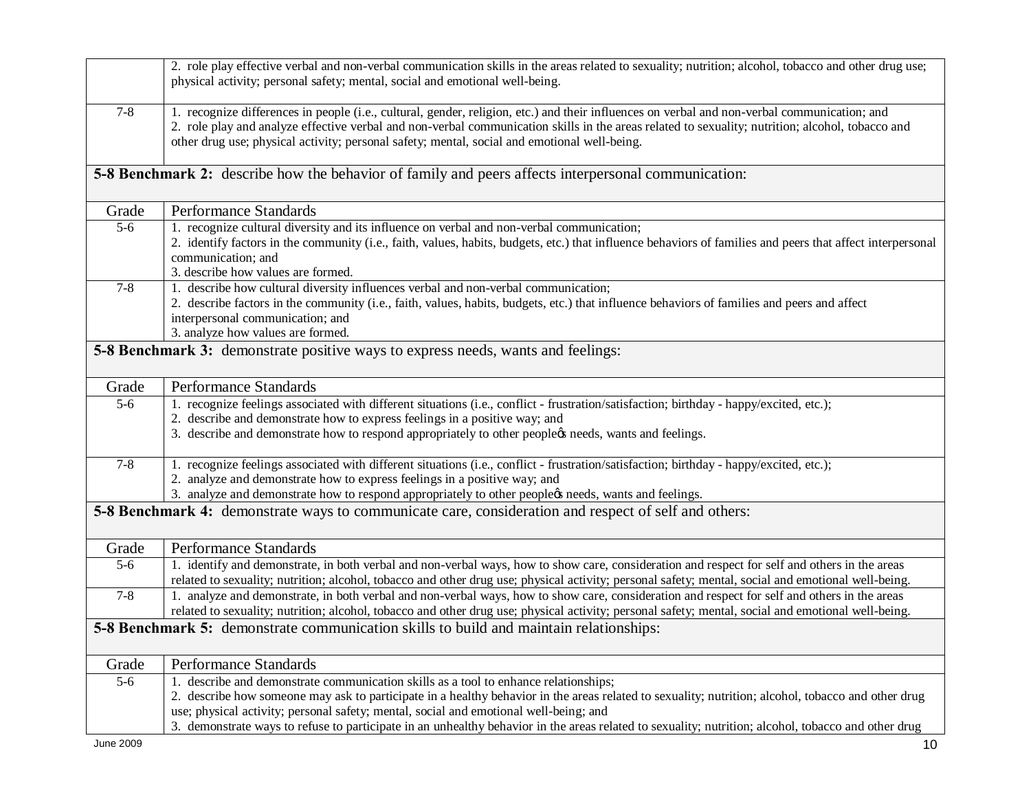| | |
|---|---|
| | 2. role play effective verbal and non-verbal communication skills in the areas related to sexuality; nutrition; alcohol, tobacco and other drug use; physical activity; personal safety; mental, social and emotional well-being. |
| 7-8 | 1. recognize differences in people (i.e., cultural, gender, religion, etc.) and their influences on verbal and non-verbal communication; and<br>2. role play and analyze effective verbal and non-verbal communication skills in the areas related to sexuality; nutrition; alcohol, tobacco and other drug use; physical activity; personal safety; mental, social and emotional well-being. |

**5-8 Benchmark 2:** describe how the behavior of family and peers affects interpersonal communication:

| Grade | Performance Standards |
|---|---|
| 5-6 | 1. recognize cultural diversity and its influence on verbal and non-verbal communication;<br>2. identify factors in the community (i.e., faith, values, habits, budgets, etc.) that influence behaviors of families and peers that affect interpersonal communication; and<br>3. describe how values are formed. |
| 7-8 | 1. describe how cultural diversity influences verbal and non-verbal communication;<br>2. describe factors in the community (i.e., faith, values, habits, budgets, etc.) that influence behaviors of families and peers and affect interpersonal communication; and<br>3. analyze how values are formed. |

**5-8 Benchmark 3:** demonstrate positive ways to express needs, wants and feelings:

| Grade | Performance Standards |
|---|---|
| 5-6 | 1. recognize feelings associated with different situations (i.e., conflict - frustration/satisfaction; birthday - happy/excited, etc.);<br>2. describe and demonstrate how to express feelings in a positive way; and<br>3. describe and demonstrate how to respond appropriately to other people's needs, wants and feelings. |
| 7-8 | 1. recognize feelings associated with different situations (i.e., conflict - frustration/satisfaction; birthday - happy/excited, etc.);<br>2. analyze and demonstrate how to express feelings in a positive way; and<br>3. analyze and demonstrate how to respond appropriately to other people's needs, wants and feelings. |

**5-8 Benchmark 4:** demonstrate ways to communicate care, consideration and respect of self and others:

| Grade | Performance Standards |
|---|---|
| 5-6 | 1. identify and demonstrate, in both verbal and non-verbal ways, how to show care, consideration and respect for self and others in the areas related to sexuality; nutrition; alcohol, tobacco and other drug use; physical activity; personal safety; mental, social and emotional well-being. |
| 7-8 | 1. analyze and demonstrate, in both verbal and non-verbal ways, how to show care, consideration and respect for self and others in the areas related to sexuality; nutrition; alcohol, tobacco and other drug use; physical activity; personal safety; mental, social and emotional well-being. |

**5-8 Benchmark 5:** demonstrate communication skills to build and maintain relationships:

| Grade | Performance Standards |
|---|---|
| 5-6 | 1. describe and demonstrate communication skills as a tool to enhance relationships;<br>2. describe how someone may ask to participate in a healthy behavior in the areas related to sexuality; nutrition; alcohol, tobacco and other drug use; physical activity; personal safety; mental, social and emotional well-being; and<br>3. demonstrate ways to refuse to participate in an unhealthy behavior in the areas related to sexuality; nutrition; alcohol, tobacco and other drug |

June 2009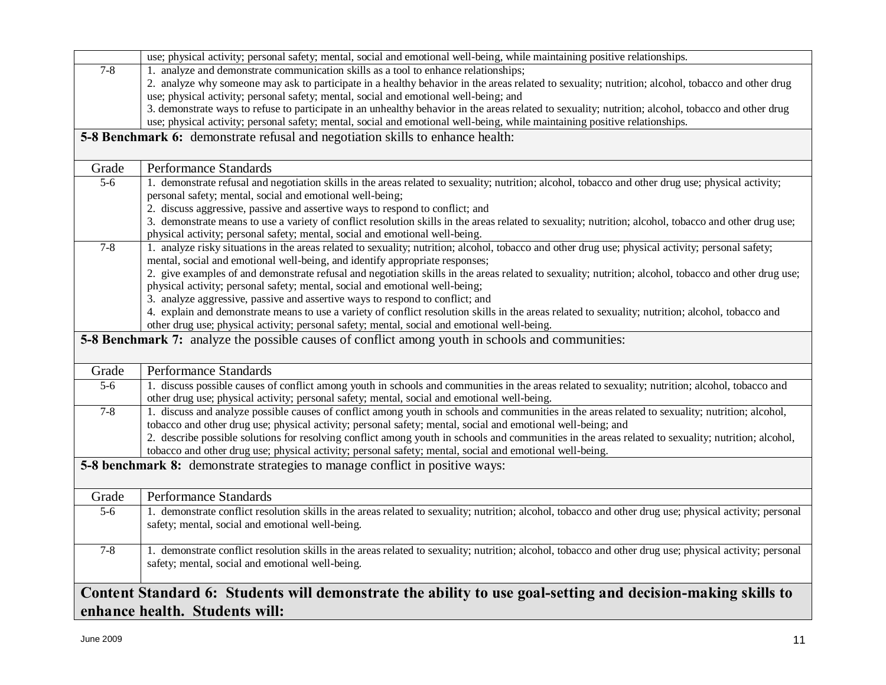| | |
|---|---|
| | use; physical activity; personal safety; mental, social and emotional well-being, while maintaining positive relationships. |
| 7-8 | 1. analyze and demonstrate communication skills as a tool to enhance relationships;<br>2. analyze why someone may ask to participate in a healthy behavior in the areas related to sexuality; nutrition; alcohol, tobacco and other drug use; physical activity; personal safety; mental, social and emotional well-being; and<br>3. demonstrate ways to refuse to participate in an unhealthy behavior in the areas related to sexuality; nutrition; alcohol, tobacco and other drug use; physical activity; personal safety; mental, social and emotional well-being, while maintaining positive relationships. |

**5-8 Benchmark 6:** demonstrate refusal and negotiation skills to enhance health:

| Grade | Performance Standards |
|---|---|
| 5-6 | 1. demonstrate refusal and negotiation skills in the areas related to sexuality; nutrition; alcohol, tobacco and other drug use; physical activity; personal safety; mental, social and emotional well-being;<br>2. discuss aggressive, passive and assertive ways to respond to conflict; and<br>3. demonstrate means to use a variety of conflict resolution skills in the areas related to sexuality; nutrition; alcohol, tobacco and other drug use; physical activity; personal safety; mental, social and emotional well-being. |
| 7-8 | 1. analyze risky situations in the areas related to sexuality; nutrition; alcohol, tobacco and other drug use; physical activity; personal safety; mental, social and emotional well-being, and identify appropriate responses;<br>2. give examples of and demonstrate refusal and negotiation skills in the areas related to sexuality; nutrition; alcohol, tobacco and other drug use; physical activity; personal safety; mental, social and emotional well-being;<br>3. analyze aggressive, passive and assertive ways to respond to conflict; and<br>4. explain and demonstrate means to use a variety of conflict resolution skills in the areas related to sexuality; nutrition; alcohol, tobacco and other drug use; physical activity; personal safety; mental, social and emotional well-being. |

**5-8 Benchmark 7:** analyze the possible causes of conflict among youth in schools and communities:

| Grade | Performance Standards |
|---|---|
| 5-6 | 1. discuss possible causes of conflict among youth in schools and communities in the areas related to sexuality; nutrition; alcohol, tobacco and other drug use; physical activity; personal safety; mental, social and emotional well-being. |
| 7-8 | 1. discuss and analyze possible causes of conflict among youth in schools and communities in the areas related to sexuality; nutrition; alcohol, tobacco and other drug use; physical activity; personal safety; mental, social and emotional well-being; and<br>2. describe possible solutions for resolving conflict among youth in schools and communities in the areas related to sexuality; nutrition; alcohol, tobacco and other drug use; physical activity; personal safety; mental, social and emotional well-being. |

**5-8 benchmark 8:** demonstrate strategies to manage conflict in positive ways:

| Grade | Performance Standards |
|---|---|
| 5-6 | 1. demonstrate conflict resolution skills in the areas related to sexuality; nutrition; alcohol, tobacco and other drug use; physical activity; personal safety; mental, social and emotional well-being. |
| 7-8 | 1. demonstrate conflict resolution skills in the areas related to sexuality; nutrition; alcohol, tobacco and other drug use; physical activity; personal safety; mental, social and emotional well-being. |

**Content Standard 6: Students will demonstrate the ability to use goal-setting and decision-making skills to enhance health. Students will:**

June 2009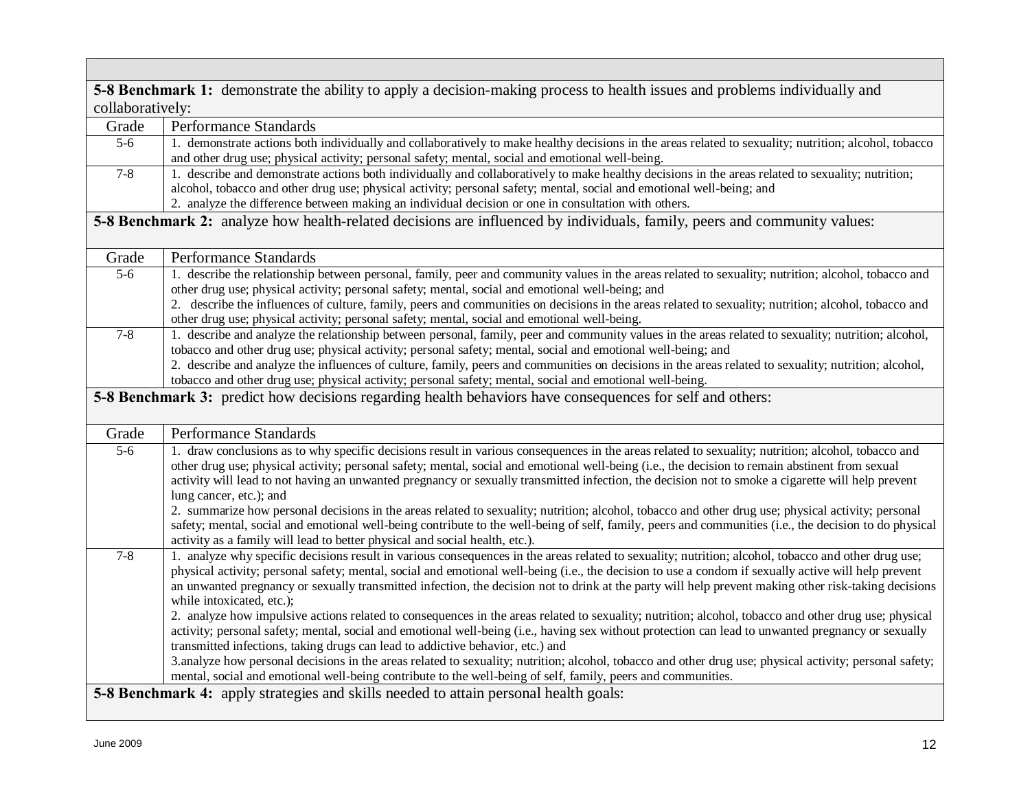| Grade | Performance Standards |
|---|---|
| **5-8 Benchmark 1:** demonstrate the ability to apply a decision-making process to health issues and problems individually and collaboratively: | |
| Grade | Performance Standards |
| 5-6 | 1. demonstrate actions both individually and collaboratively to make healthy decisions in the areas related to sexuality; nutrition; alcohol, tobacco and other drug use; physical activity; personal safety; mental, social and emotional well-being. |
| 7-8 | 1. describe and demonstrate actions both individually and collaboratively to make healthy decisions in the areas related to sexuality; nutrition; alcohol, tobacco and other drug use; physical activity; personal safety; mental, social and emotional well-being; and<br>2. analyze the difference between making an individual decision or one in consultation with others. |
| **5-8 Benchmark 2:** analyze how health-related decisions are influenced by individuals, family, peers and community values: | |
| Grade | Performance Standards |
| 5-6 | 1. describe the relationship between personal, family, peer and community values in the areas related to sexuality; nutrition; alcohol, tobacco and other drug use; physical activity; personal safety; mental, social and emotional well-being; and<br>2. describe the influences of culture, family, peers and communities on decisions in the areas related to sexuality; nutrition; alcohol, tobacco and other drug use; physical activity; personal safety; mental, social and emotional well-being. |
| 7-8 | 1. describe and analyze the relationship between personal, family, peer and community values in the areas related to sexuality; nutrition; alcohol, tobacco and other drug use; physical activity; personal safety; mental, social and emotional well-being; and<br>2. describe and analyze the influences of culture, family, peers and communities on decisions in the areas related to sexuality; nutrition; alcohol, tobacco and other drug use; physical activity; personal safety; mental, social and emotional well-being. |
| **5-8 Benchmark 3:** predict how decisions regarding health behaviors have consequences for self and others: | |
| Grade | Performance Standards |
| 5-6 | 1. draw conclusions as to why specific decisions result in various consequences in the areas related to sexuality; nutrition; alcohol, tobacco and other drug use; physical activity; personal safety; mental, social and emotional well-being (i.e., the decision to remain abstinent from sexual activity will lead to not having an unwanted pregnancy or sexually transmitted infection, the decision not to smoke a cigarette will help prevent lung cancer, etc.); and<br>2. summarize how personal decisions in the areas related to sexuality; nutrition; alcohol, tobacco and other drug use; physical activity; personal safety; mental, social and emotional well-being contribute to the well-being of self, family, peers and communities (i.e., the decision to do physical activity as a family will lead to better physical and social health, etc.). |
| 7-8 | 1. analyze why specific decisions result in various consequences in the areas related to sexuality; nutrition; alcohol, tobacco and other drug use; physical activity; personal safety; mental, social and emotional well-being (i.e., the decision to use a condom if sexually active will help prevent an unwanted pregnancy or sexually transmitted infection, the decision not to drink at the party will help prevent making other risk-taking decisions while intoxicated, etc.);<br>2. analyze how impulsive actions related to consequences in the areas related to sexuality; nutrition; alcohol, tobacco and other drug use; physical activity; personal safety; mental, social and emotional well-being (i.e., having sex without protection can lead to unwanted pregnancy or sexually transmitted infections, taking drugs can lead to addictive behavior, etc.) and<br>3.analyze how personal decisions in the areas related to sexuality; nutrition; alcohol, tobacco and other drug use; physical activity; personal safety; mental, social and emotional well-being contribute to the well-being of self, family, peers and communities. |
| **5-8 Benchmark 4:** apply strategies and skills needed to attain personal health goals: | |

June 2009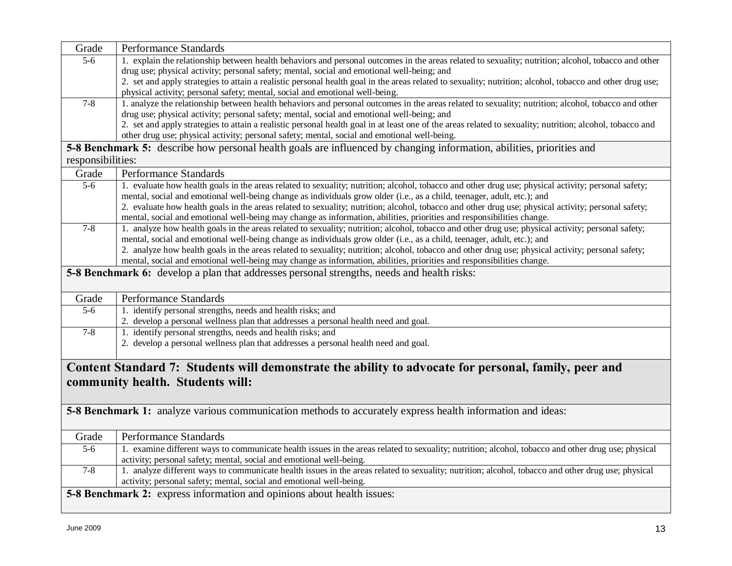| Grade | Performance Standards |
|---|---|
| 5-6 | 1. explain the relationship between health behaviors and personal outcomes in the areas related to sexuality; nutrition; alcohol, tobacco and other drug use; physical activity; personal safety; mental, social and emotional well-being; and<br>2. set and apply strategies to attain a realistic personal health goal in the areas related to sexuality; nutrition; alcohol, tobacco and other drug use; physical activity; personal safety; mental, social and emotional well-being. |
| 7-8 | 1. analyze the relationship between health behaviors and personal outcomes in the areas related to sexuality; nutrition; alcohol, tobacco and other drug use; physical activity; personal safety; mental, social and emotional well-being; and<br>2. set and apply strategies to attain a realistic personal health goal in at least one of the areas related to sexuality; nutrition; alcohol, tobacco and other drug use; physical activity; personal safety; mental, social and emotional well-being. |

**5-8 Benchmark 5:** describe how personal health goals are influenced by changing information, abilities, priorities and responsibilities:

| Grade | Performance Standards |
|---|---|
| 5-6 | 1. evaluate how health goals in the areas related to sexuality; nutrition; alcohol, tobacco and other drug use; physical activity; personal safety; mental, social and emotional well-being change as individuals grow older (i.e., as a child, teenager, adult, etc.); and<br>2. evaluate how health goals in the areas related to sexuality; nutrition; alcohol, tobacco and other drug use; physical activity; personal safety; mental, social and emotional well-being may change as information, abilities, priorities and responsibilities change. |
| 7-8 | 1. analyze how health goals in the areas related to sexuality; nutrition; alcohol, tobacco and other drug use; physical activity; personal safety; mental, social and emotional well-being change as individuals grow older (i.e., as a child, teenager, adult, etc.); and<br>2. analyze how health goals in the areas related to sexuality; nutrition; alcohol, tobacco and other drug use; physical activity; personal safety; mental, social and emotional well-being may change as information, abilities, priorities and responsibilities change. |

**5-8 Benchmark 6:** develop a plan that addresses personal strengths, needs and health risks:

| Grade | Performance Standards |
|---|---|
| 5-6 | 1. identify personal strengths, needs and health risks; and<br>2. develop a personal wellness plan that addresses a personal health need and goal. |
| 7-8 | 1. identify personal strengths, needs and health risks; and<br>2. develop a personal wellness plan that addresses a personal health need and goal. |

## Content Standard 7: Students will demonstrate the ability to advocate for personal, family, peer and community health. Students will:

**5-8 Benchmark 1:** analyze various communication methods to accurately express health information and ideas:

| Grade | Performance Standards |
|---|---|
| 5-6 | 1. examine different ways to communicate health issues in the areas related to sexuality; nutrition; alcohol, tobacco and other drug use; physical activity; personal safety; mental, social and emotional well-being. |
| 7-8 | 1. analyze different ways to communicate health issues in the areas related to sexuality; nutrition; alcohol, tobacco and other drug use; physical activity; personal safety; mental, social and emotional well-being. |

**5-8 Benchmark 2:** express information and opinions about health issues:

June 2009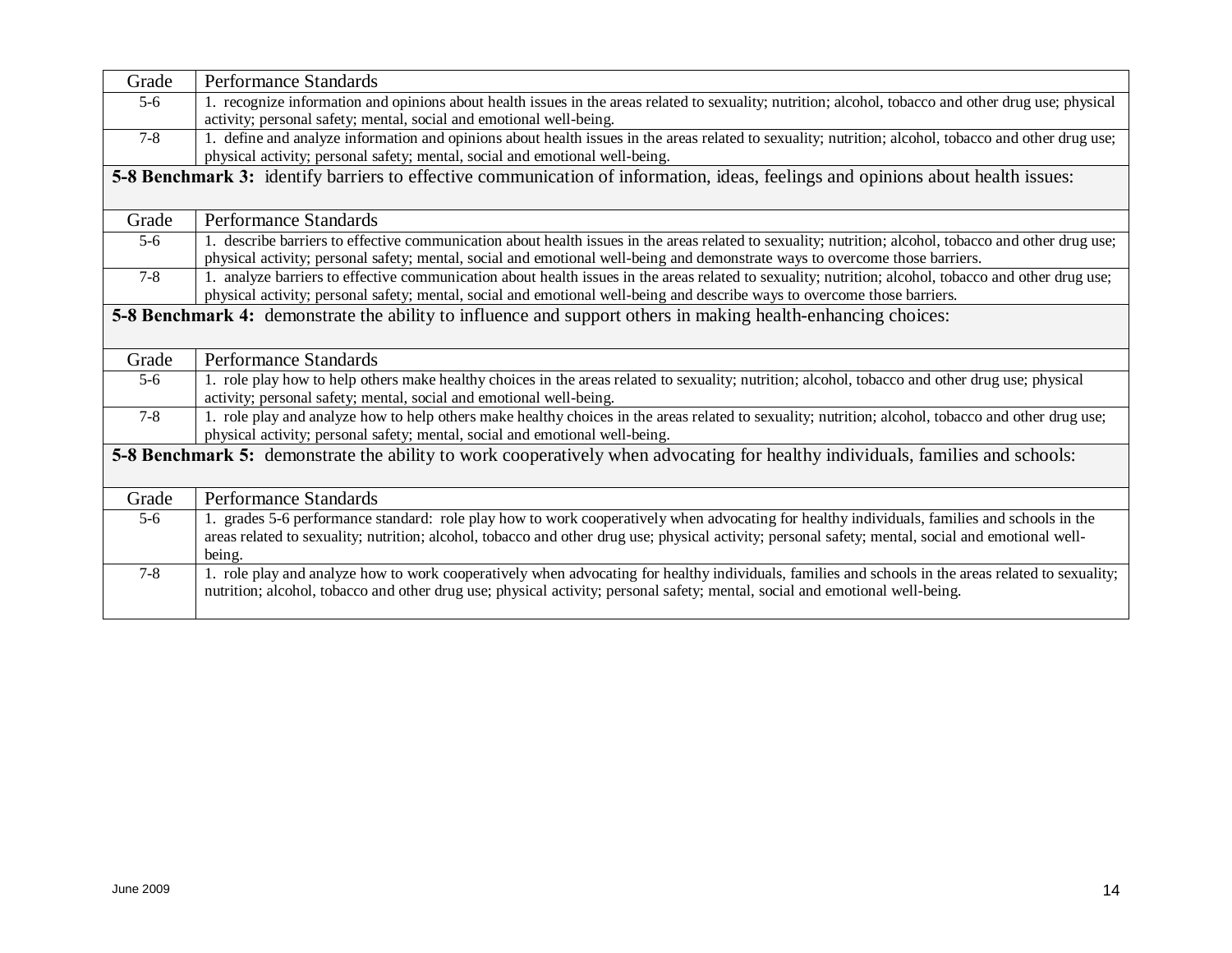| Grade | Performance Standards |
|---|---|
| 5-6 | 1. recognize information and opinions about health issues in the areas related to sexuality; nutrition; alcohol, tobacco and other drug use; physical activity; personal safety; mental, social and emotional well-being. |
| 7-8 | 1. define and analyze information and opinions about health issues in the areas related to sexuality; nutrition; alcohol, tobacco and other drug use; physical activity; personal safety; mental, social and emotional well-being. |

**5-8 Benchmark 3:** identify barriers to effective communication of information, ideas, feelings and opinions about health issues:

| Grade | Performance Standards |
|---|---|
| 5-6 | 1. describe barriers to effective communication about health issues in the areas related to sexuality; nutrition; alcohol, tobacco and other drug use; physical activity; personal safety; mental, social and emotional well-being and demonstrate ways to overcome those barriers. |
| 7-8 | 1. analyze barriers to effective communication about health issues in the areas related to sexuality; nutrition; alcohol, tobacco and other drug use; physical activity; personal safety; mental, social and emotional well-being and describe ways to overcome those barriers. |

**5-8 Benchmark 4:** demonstrate the ability to influence and support others in making health-enhancing choices:

| Grade | Performance Standards |
|---|---|
| 5-6 | 1. role play how to help others make healthy choices in the areas related to sexuality; nutrition; alcohol, tobacco and other drug use; physical activity; personal safety; mental, social and emotional well-being. |
| 7-8 | 1. role play and analyze how to help others make healthy choices in the areas related to sexuality; nutrition; alcohol, tobacco and other drug use; physical activity; personal safety; mental, social and emotional well-being. |

**5-8 Benchmark 5:** demonstrate the ability to work cooperatively when advocating for healthy individuals, families and schools:

| Grade | Performance Standards |
|---|---|
| 5-6 | 1. grades 5-6 performance standard: role play how to work cooperatively when advocating for healthy individuals, families and schools in the areas related to sexuality; nutrition; alcohol, tobacco and other drug use; physical activity; personal safety; mental, social and emotional well-being. |
| 7-8 | 1. role play and analyze how to work cooperatively when advocating for healthy individuals, families and schools in the areas related to sexuality; nutrition; alcohol, tobacco and other drug use; physical activity; personal safety; mental, social and emotional well-being. |